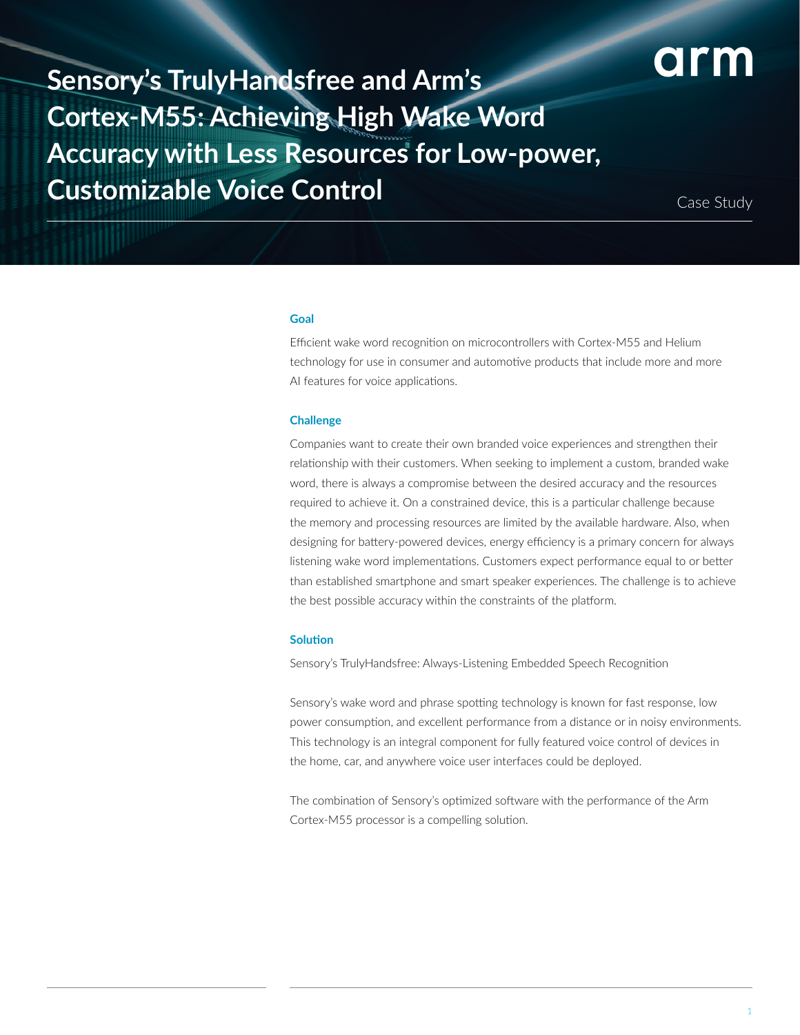# Sensory's TrulyHandsfree and Arm's Cortex-M55: Achieving High Wake Word Accuracy with Less Resources for Low-power, Customizable Voice Control

Case Study

### Goal

Efficient wake word recognition on microcontrollers with Cortex-M55 and Helium technology for use in consumer and automotive products that include more and more AI features for voice applications.

### Challenge

Companies want to create their own branded voice experiences and strengthen their relationship with their customers. When seeking to implement a custom, branded wake word, there is always a compromise between the desired accuracy and the resources required to achieve it. On a constrained device, this is a particular challenge because the memory and processing resources are limited by the available hardware. Also, when designing for battery-powered devices, energy efficiency is a primary concern for always listening wake word implementations. Customers expect performance equal to or better than established smartphone and smart speaker experiences. The challenge is to achieve the best possible accuracy within the constraints of the platform.

### Solution

Sensory's TrulyHandsfree: Always-Listening Embedded Speech Recognition

Sensory's wake word and phrase spotting technology is known for fast response, low power consumption, and excellent performance from a distance or in noisy environments. This technology is an integral component for fully featured voice control of devices in the home, car, and anywhere voice user interfaces could be deployed.

The combination of Sensory's optimized software with the performance of the Arm Cortex-M55 processor is a compelling solution.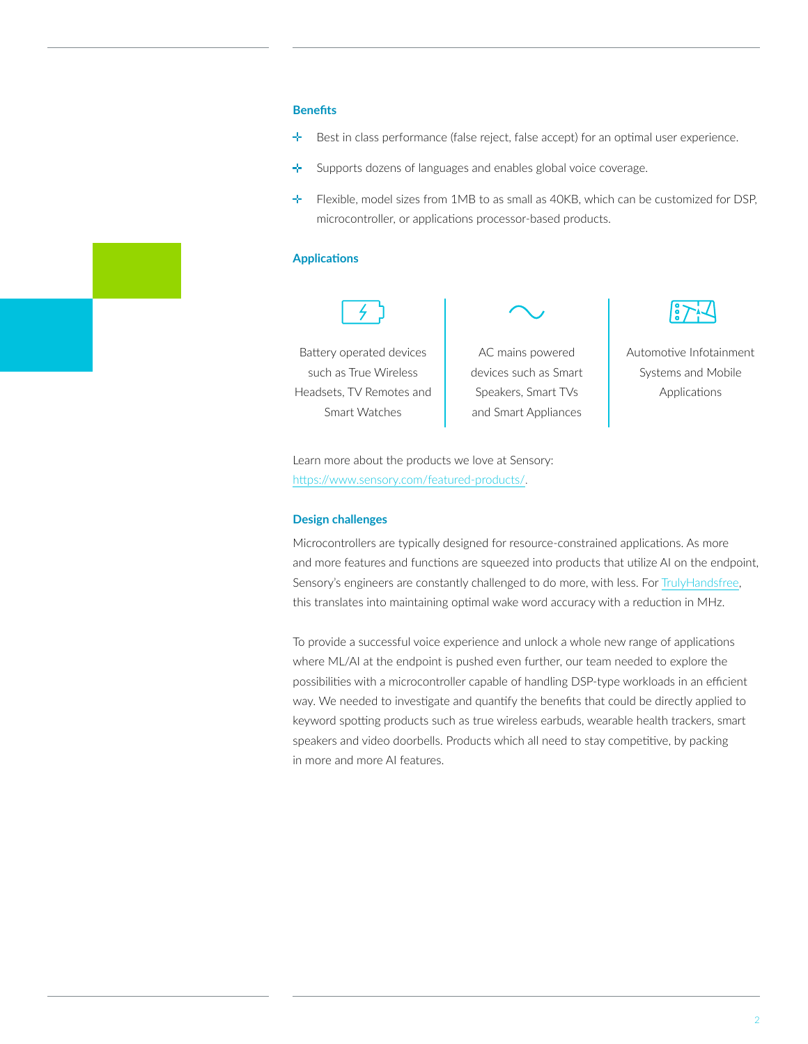## Benefits

- Best in class performance (false reject, false accept) for an optimal user experience.
- Supports dozens of languages and enables global voice coverage.
- Flexible, model sizes from 1MB to as small as 40KB, which can be customized for DSP, microcontroller, or applications processor-based products.

## Applications

| Battery operated devices such as True Wireless Headsets, TV Remotes and Smart Watches | AC mains powered devices such as Smart Speakers, Smart TVs and Smart Appliances | Automotive Infotainment Systems and Mobile Applications |
| --- | --- | --- |

Learn more about the products we love at Sensory: [https://www.sensory.com/featured-products/](https://www.sensory.com/featured-products/).

## Design challenges

Microcontrollers are typically designed for resource-constrained applications. As more and more features and functions are squeezed into products that utilize AI on the endpoint, Sensory's engineers are constantly challenged to do more, with less. For TrulyHandsfree, this translates into maintaining optimal wake word accuracy with a reduction in MHz.

To provide a successful voice experience and unlock a whole new range of applications where ML/AI at the endpoint is pushed even further, our team needed to explore the possibilities with a microcontroller capable of handling DSP-type workloads in an efficient way. We needed to investigate and quantify the benefits that could be directly applied to keyword spotting products such as true wireless earbuds, wearable health trackers, smart speakers and video doorbells. Products which all need to stay competitive, by packing in more and more AI features.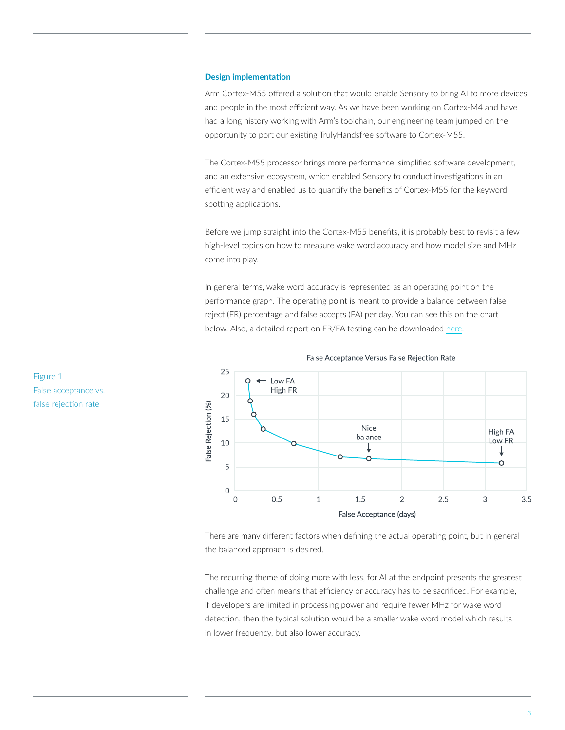### Design implementation

Arm Cortex-M55 offered a solution that would enable Sensory to bring AI to more devices and people in the most efficient way. As we have been working on Cortex-M4 and have had a long history working with Arm's toolchain, our engineering team jumped on the opportunity to port our existing TrulyHandsfree software to Cortex-M55.

The Cortex-M55 processor brings more performance, simplified software development, and an extensive ecosystem, which enabled Sensory to conduct investigations in an efficient way and enabled us to quantify the benefits of Cortex-M55 for the keyword spotting applications.

Before we jump straight into the Cortex-M55 benefits, it is probably best to revisit a few high-level topics on how to measure wake word accuracy and how model size and MHz come into play.

In general terms, wake word accuracy is represented as an operating point on the performance graph. The operating point is meant to provide a balance between false reject (FR) percentage and false accepts (FA) per day. You can see this on the chart below. Also, a detailed report on FR/FA testing can be downloaded here.

Figure 1
False acceptance vs. false rejection rate

There are many different factors when defining the actual operating point, but in general the balanced approach is desired.

The recurring theme of doing more with less, for AI at the endpoint presents the greatest challenge and often means that efficiency or accuracy has to be sacrificed. For example, if developers are limited in processing power and require fewer MHz for wake word detection, then the typical solution would be a smaller wake word model which results in lower frequency, but also lower accuracy.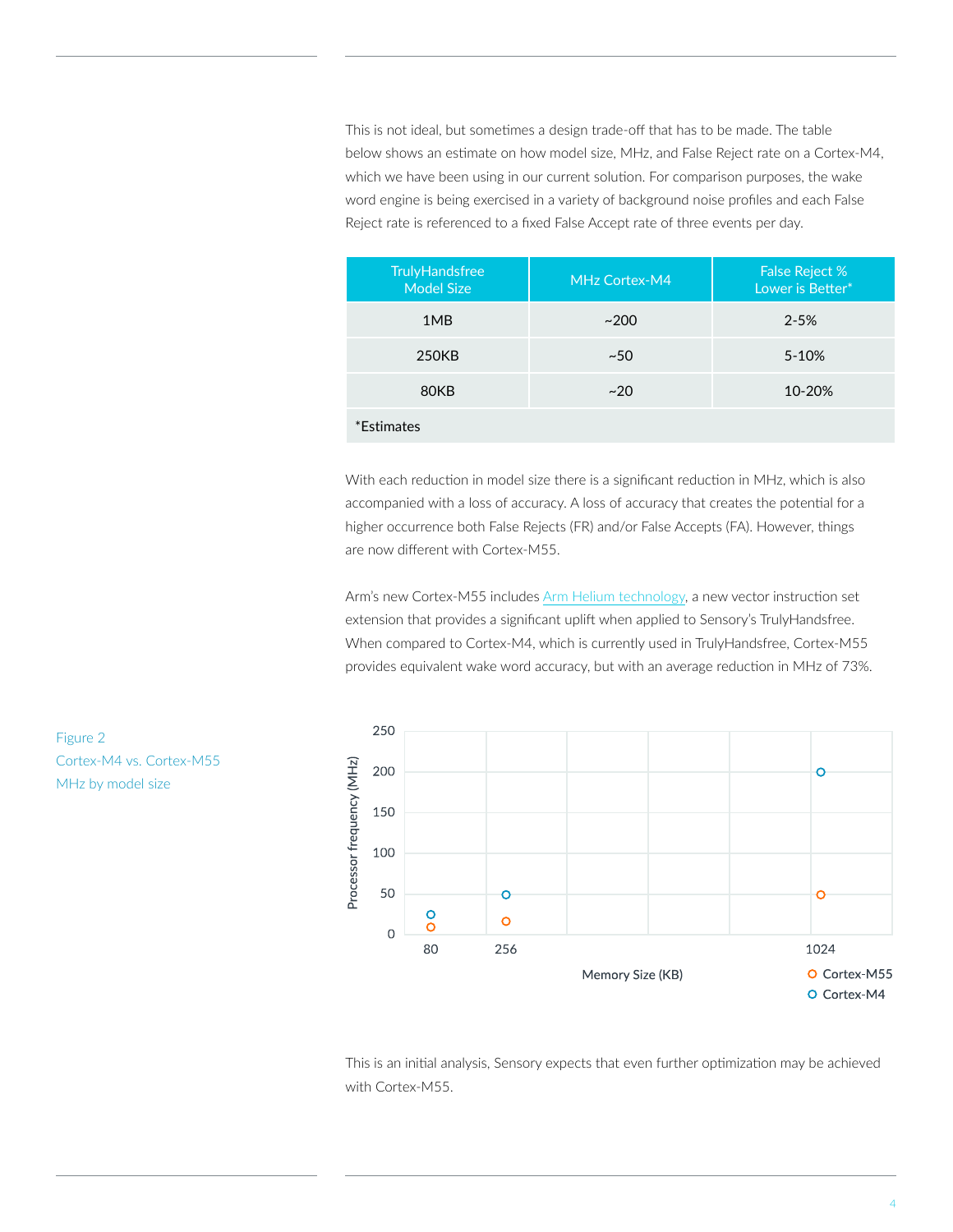This is not ideal, but sometimes a design trade-off that has to be made. The table below shows an estimate on how model size, MHz, and False Reject rate on a Cortex-M4, which we have been using in our current solution. For comparison purposes, the wake word engine is being exercised in a variety of background noise profiles and each False Reject rate is referenced to a fixed False Accept rate of three events per day.

| TrulyHandsfree Model Size | MHz Cortex-M4 | False Reject % Lower is Better* |
|---|---|---|
| 1MB | ~200 | 2-5% |
| 250KB | ~50 | 5-10% |
| 80KB | ~20 | 10-20% |
| *Estimates | | |

With each reduction in model size there is a significant reduction in MHz, which is also accompanied with a loss of accuracy. A loss of accuracy that creates the potential for a higher occurrence both False Rejects (FR) and/or False Accepts (FA). However, things are now different with Cortex-M55.

Arm's new Cortex-M55 includes Arm Helium technology, a new vector instruction set extension that provides a significant uplift when applied to Sensory's TrulyHandsfree. When compared to Cortex-M4, which is currently used in TrulyHandsfree, Cortex-M55 provides equivalent wake word accuracy, but with an average reduction in MHz of 73%.

Figure 2
Cortex-M4 vs. Cortex-M55
MHz by model size

This is an initial analysis, Sensory expects that even further optimization may be achieved with Cortex-M55.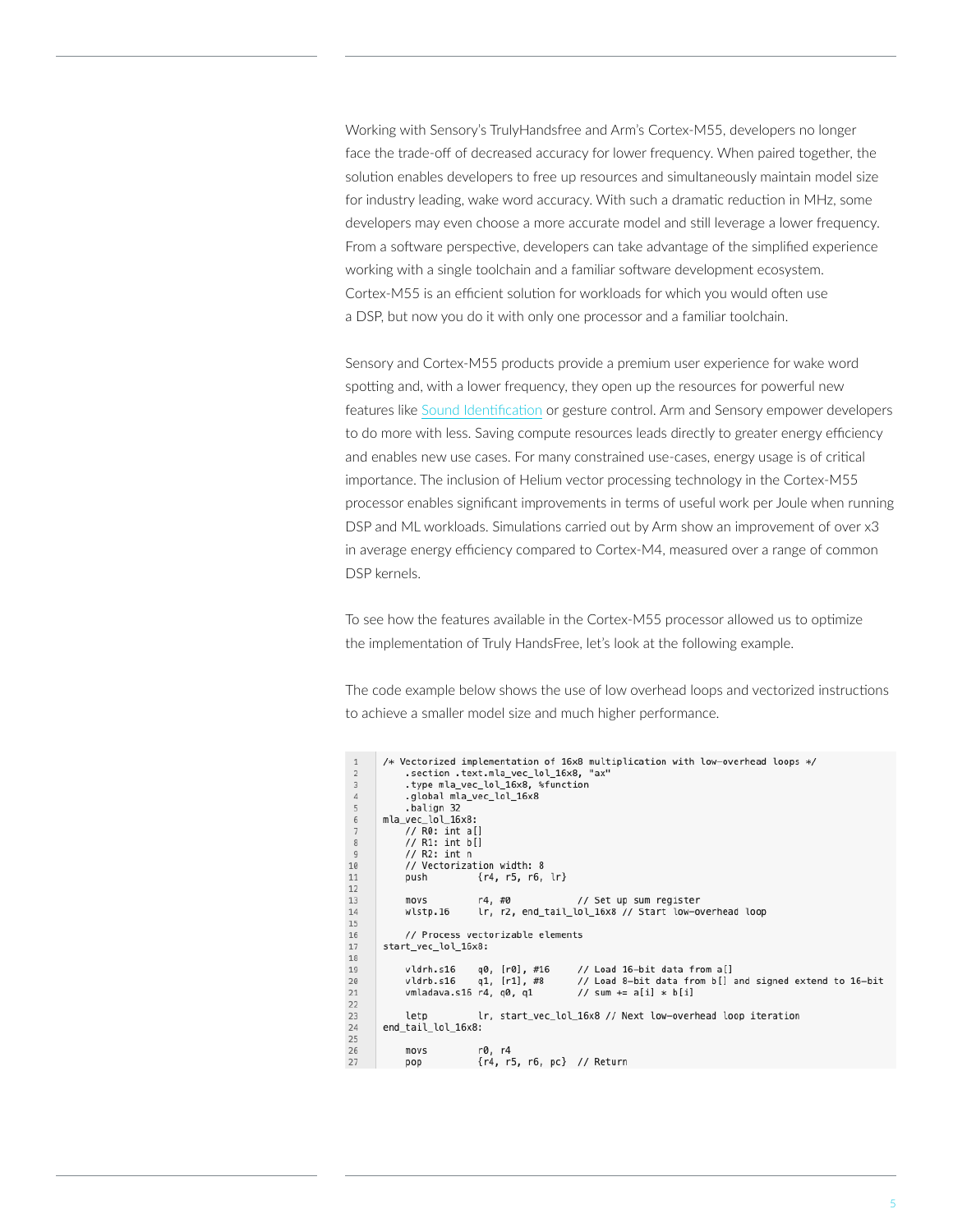Working with Sensory's TrulyHandsfree and Arm's Cortex-M55, developers no longer face the trade-off of decreased accuracy for lower frequency. When paired together, the solution enables developers to free up resources and simultaneously maintain model size for industry leading, wake word accuracy. With such a dramatic reduction in MHz, some developers may even choose a more accurate model and still leverage a lower frequency. From a software perspective, developers can take advantage of the simplified experience working with a single toolchain and a familiar software development ecosystem. Cortex-M55 is an efficient solution for workloads for which you would often use a DSP, but now you do it with only one processor and a familiar toolchain.

Sensory and Cortex-M55 products provide a premium user experience for wake word spotting and, with a lower frequency, they open up the resources for powerful new features like Sound Identification or gesture control. Arm and Sensory empower developers to do more with less. Saving compute resources leads directly to greater energy efficiency and enables new use cases. For many constrained use-cases, energy usage is of critical importance. The inclusion of Helium vector processing technology in the Cortex-M55 processor enables significant improvements in terms of useful work per Joule when running DSP and ML workloads. Simulations carried out by Arm show an improvement of over x3 in average energy efficiency compared to Cortex-M4, measured over a range of common DSP kernels.

To see how the features available in the Cortex-M55 processor allowed us to optimize the implementation of Truly HandsFree, let's look at the following example.

The code example below shows the use of low overhead loops and vectorized instructions to achieve a smaller model size and much higher performance.

```
/* Vectorized implementation of 16x8 multiplication with low-overhead loops */
    .section .text.mla_vec_lol_16x8, "ax"
    .type mla_vec_lol_16x8, %function
    .global mla_vec_lol_16x8
    .balign 32
mla_vec_lol_16x8:
    // R0: int a[]
    // R1: int b[]
    // R2: int n
    // Vectorization width: 8
    push        {r4, r5, r6, lr}

    movs        r4, #0            // Set up sum register
    wlstp.16    lr, r2, end_tail_lol_16x8 // Start low-overhead loop

    // Process vectorizable elements
start_vec_lol_16x8:

    vldrh.s16   q0, [r0], #16     // Load 16-bit data from a[]
    vldrb.s16   q1, [r1], #8      // Load 8-bit data from b[] and signed extend to 16-bit
    vmladava.s16 r4, q0, q1       // sum += a[i] * b[i]

    letp        lr, start_vec_lol_16x8 // Next low-overhead loop iteration
end_tail_lol_16x8:

    movs        r0, r4
    pop         {r4, r5, r6, pc}  // Return
```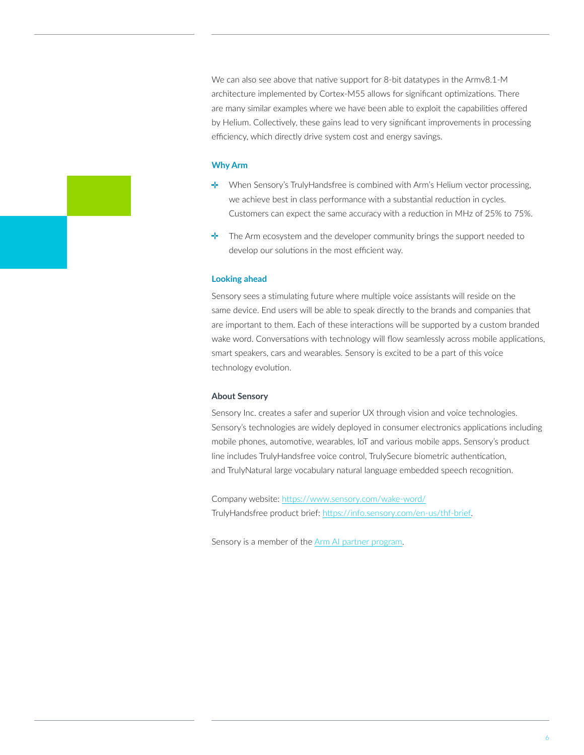We can also see above that native support for 8-bit datatypes in the Armv8.1-M architecture implemented by Cortex-M55 allows for significant optimizations. There are many similar examples where we have been able to exploit the capabilities offered by Helium. Collectively, these gains lead to very significant improvements in processing efficiency, which directly drive system cost and energy savings.

### Why Arm

- When Sensory's TrulyHandsfree is combined with Arm's Helium vector processing, we achieve best in class performance with a substantial reduction in cycles. Customers can expect the same accuracy with a reduction in MHz of 25% to 75%.
- The Arm ecosystem and the developer community brings the support needed to develop our solutions in the most efficient way.

### Looking ahead

Sensory sees a stimulating future where multiple voice assistants will reside on the same device. End users will be able to speak directly to the brands and companies that are important to them. Each of these interactions will be supported by a custom branded wake word. Conversations with technology will flow seamlessly across mobile applications, smart speakers, cars and wearables. Sensory is excited to be a part of this voice technology evolution.

### About Sensory

Sensory Inc. creates a safer and superior UX through vision and voice technologies. Sensory's technologies are widely deployed in consumer electronics applications including mobile phones, automotive, wearables, IoT and various mobile apps. Sensory's product line includes TrulyHandsfree voice control, TrulySecure biometric authentication, and TrulyNatural large vocabulary natural language embedded speech recognition.

Company website: https://www.sensory.com/wake-word/
TrulyHandsfree product brief: https://info.sensory.com/en-us/thf-brief.

Sensory is a member of the Arm AI partner program.